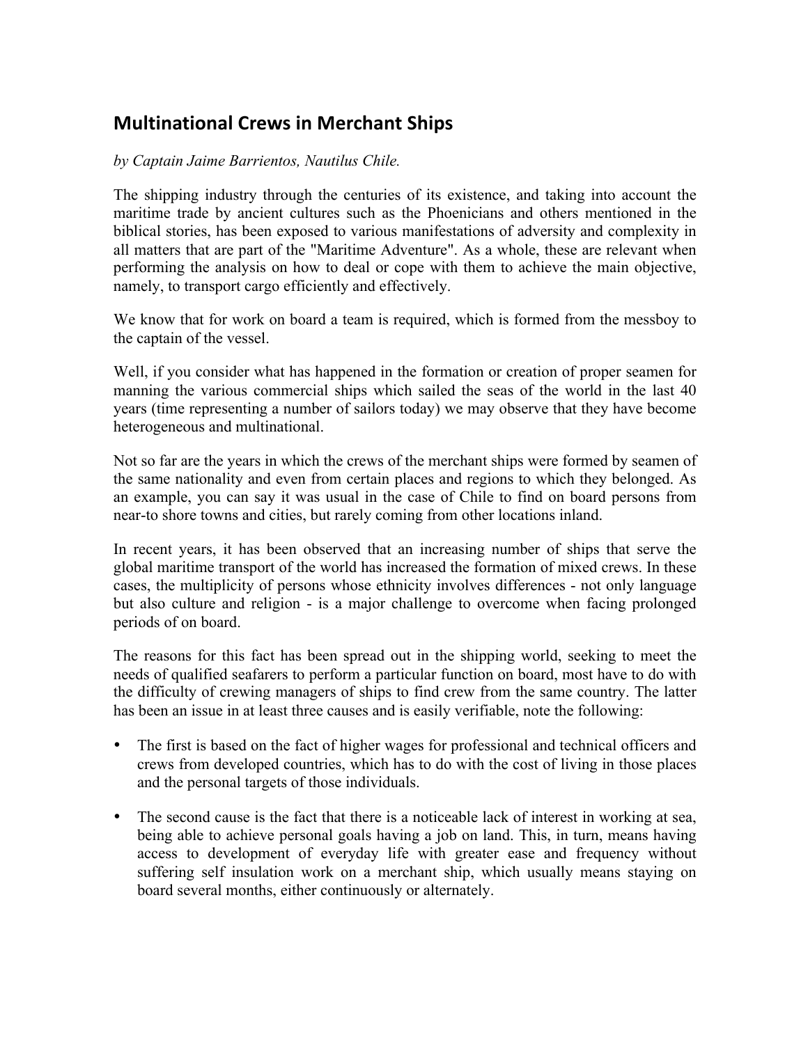## Multinational Crews in Merchant Ships

*by Captain Jaime Barrientos, Nautilus Chile.*

The shipping industry through the centuries of its existence, and taking into account the maritime trade by ancient cultures such as the Phoenicians and others mentioned in the biblical stories, has been exposed to various manifestations of adversity and complexity in all matters that are part of the "Maritime Adventure". As a whole, these are relevant when performing the analysis on how to deal or cope with them to achieve the main objective, namely, to transport cargo efficiently and effectively.

We know that for work on board a team is required, which is formed from the messboy to the captain of the vessel.

Well, if you consider what has happened in the formation or creation of proper seamen for manning the various commercial ships which sailed the seas of the world in the last 40 years (time representing a number of sailors today) we may observe that they have become heterogeneous and multinational.

Not so far are the years in which the crews of the merchant ships were formed by seamen of the same nationality and even from certain places and regions to which they belonged. As an example, you can say it was usual in the case of Chile to find on board persons from near-to shore towns and cities, but rarely coming from other locations inland.

In recent years, it has been observed that an increasing number of ships that serve the global maritime transport of the world has increased the formation of mixed crews. In these cases, the multiplicity of persons whose ethnicity involves differences - not only language but also culture and religion - is a major challenge to overcome when facing prolonged periods of on board.

The reasons for this fact has been spread out in the shipping world, seeking to meet the needs of qualified seafarers to perform a particular function on board, most have to do with the difficulty of crewing managers of ships to find crew from the same country. The latter has been an issue in at least three causes and is easily verifiable, note the following:

- The first is based on the fact of higher wages for professional and technical officers and crews from developed countries, which has to do with the cost of living in those places and the personal targets of those individuals.
- The second cause is the fact that there is a noticeable lack of interest in working at sea, being able to achieve personal goals having a job on land. This, in turn, means having access to development of everyday life with greater ease and frequency without suffering self insulation work on a merchant ship, which usually means staying on board several months, either continuously or alternately.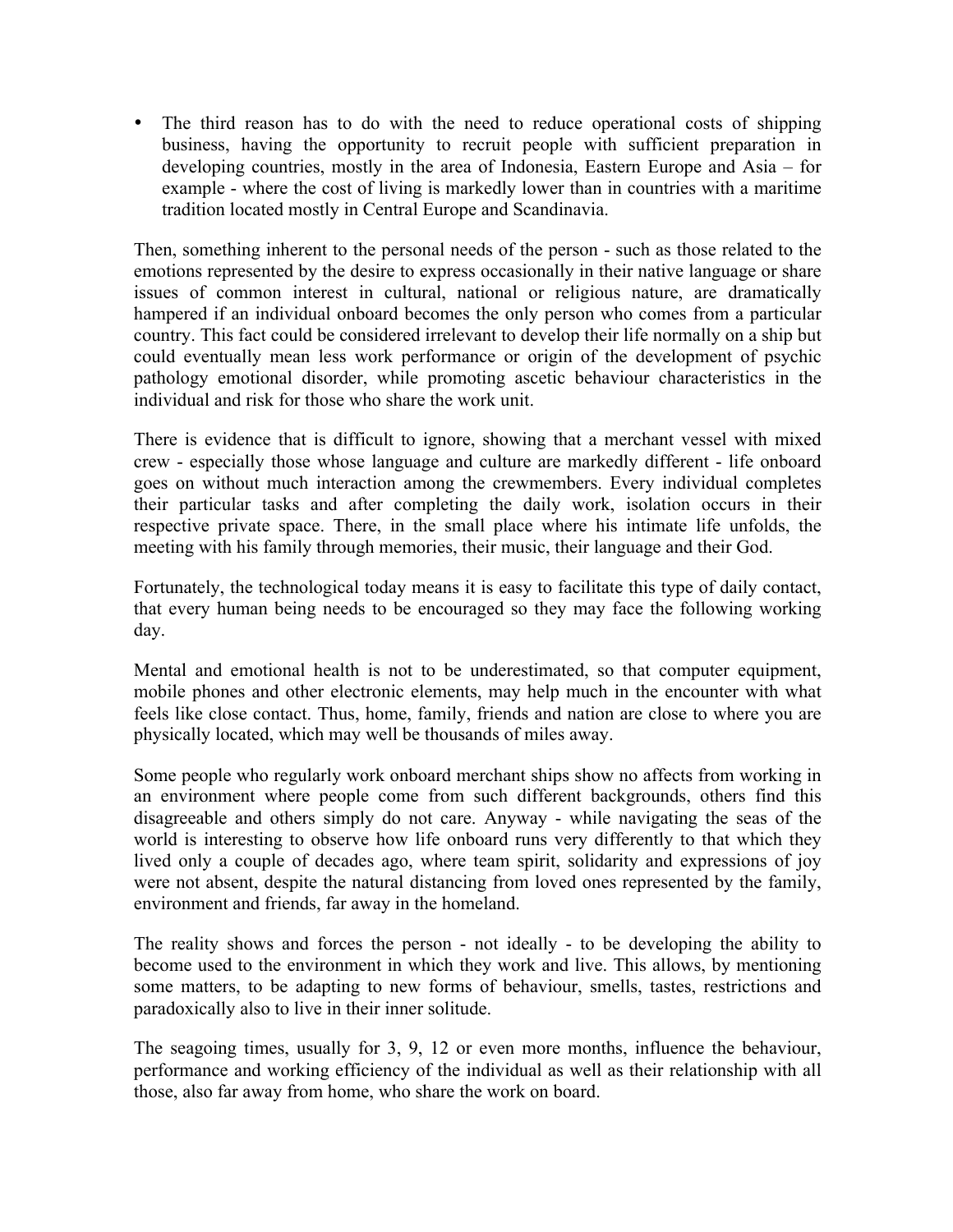- The third reason has to do with the need to reduce operational costs of shipping business, having the opportunity to recruit people with sufficient preparation in developing countries, mostly in the area of Indonesia, Eastern Europe and Asia – for example - where the cost of living is markedly lower than in countries with a maritime tradition located mostly in Central Europe and Scandinavia.

Then, something inherent to the personal needs of the person - such as those related to the emotions represented by the desire to express occasionally in their native language or share issues of common interest in cultural, national or religious nature, are dramatically hampered if an individual onboard becomes the only person who comes from a particular country. This fact could be considered irrelevant to develop their life normally on a ship but could eventually mean less work performance or origin of the development of psychic pathology emotional disorder, while promoting ascetic behaviour characteristics in the individual and risk for those who share the work unit.

There is evidence that is difficult to ignore, showing that a merchant vessel with mixed crew - especially those whose language and culture are markedly different - life onboard goes on without much interaction among the crewmembers. Every individual completes their particular tasks and after completing the daily work, isolation occurs in their respective private space. There, in the small place where his intimate life unfolds, the meeting with his family through memories, their music, their language and their God.

Fortunately, the technological today means it is easy to facilitate this type of daily contact, that every human being needs to be encouraged so they may face the following working day.

Mental and emotional health is not to be underestimated, so that computer equipment, mobile phones and other electronic elements, may help much in the encounter with what feels like close contact. Thus, home, family, friends and nation are close to where you are physically located, which may well be thousands of miles away.

Some people who regularly work onboard merchant ships show no affects from working in an environment where people come from such different backgrounds, others find this disagreeable and others simply do not care. Anyway - while navigating the seas of the world is interesting to observe how life onboard runs very differently to that which they lived only a couple of decades ago, where team spirit, solidarity and expressions of joy were not absent, despite the natural distancing from loved ones represented by the family, environment and friends, far away in the homeland.

The reality shows and forces the person - not ideally - to be developing the ability to become used to the environment in which they work and live. This allows, by mentioning some matters, to be adapting to new forms of behaviour, smells, tastes, restrictions and paradoxically also to live in their inner solitude.

The seagoing times, usually for 3, 9, 12 or even more months, influence the behaviour, performance and working efficiency of the individual as well as their relationship with all those, also far away from home, who share the work on board.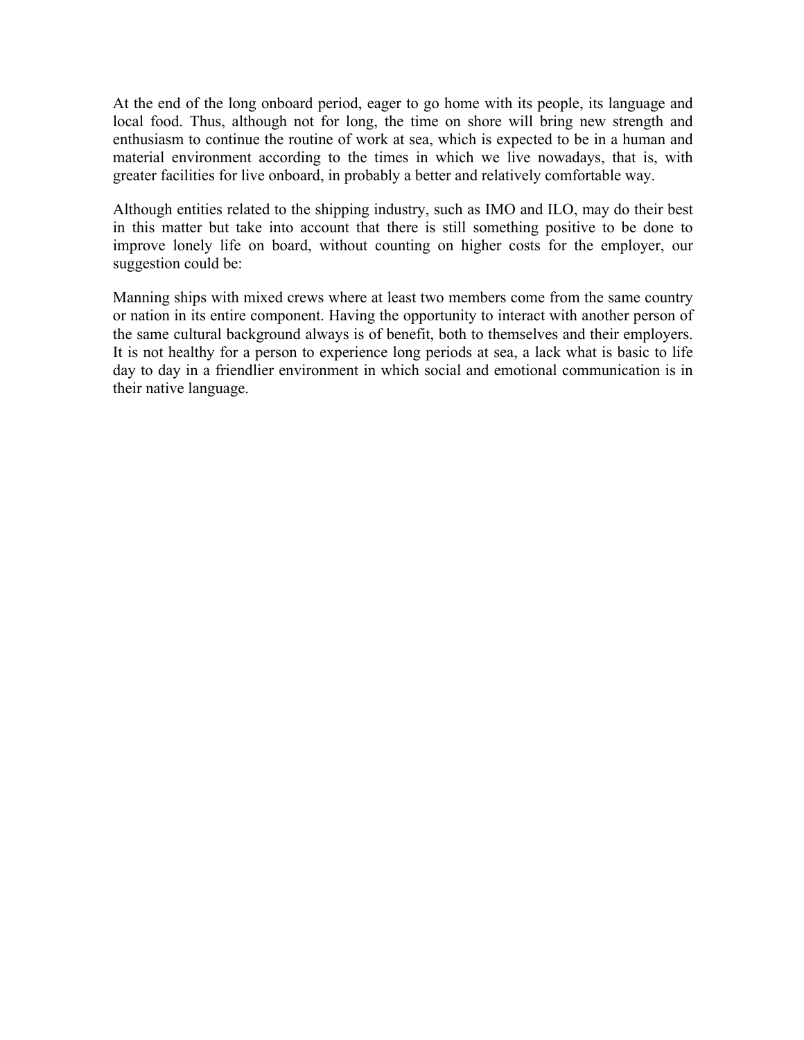At the end of the long onboard period, eager to go home with its people, its language and local food. Thus, although not for long, the time on shore will bring new strength and enthusiasm to continue the routine of work at sea, which is expected to be in a human and material environment according to the times in which we live nowadays, that is, with greater facilities for live onboard, in probably a better and relatively comfortable way.

Although entities related to the shipping industry, such as IMO and ILO, may do their best in this matter but take into account that there is still something positive to be done to improve lonely life on board, without counting on higher costs for the employer, our suggestion could be:

Manning ships with mixed crews where at least two members come from the same country or nation in its entire component. Having the opportunity to interact with another person of the same cultural background always is of benefit, both to themselves and their employers. It is not healthy for a person to experience long periods at sea, a lack what is basic to life day to day in a friendlier environment in which social and emotional communication is in their native language.